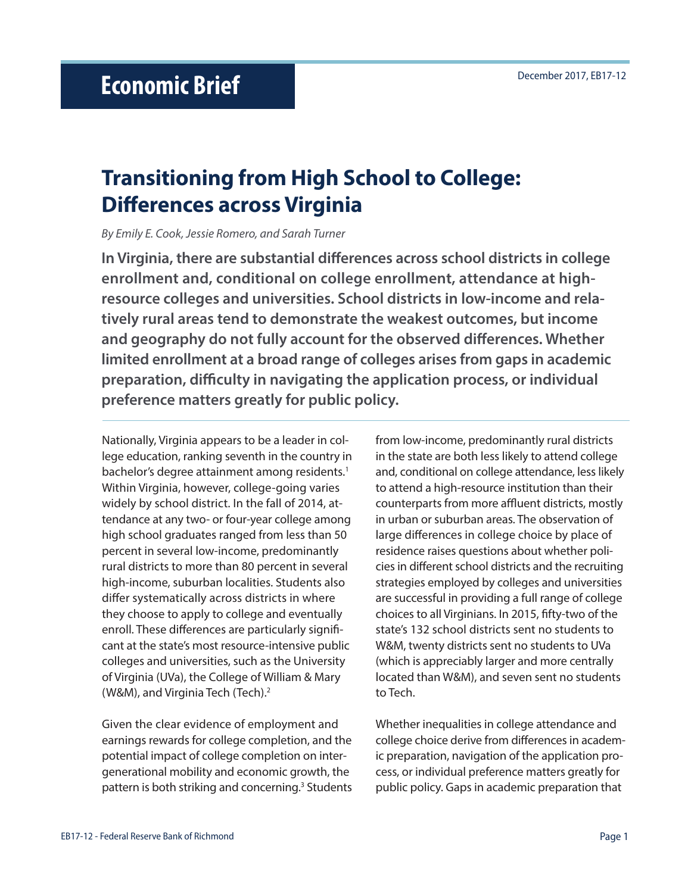# Economic Brief

December 2017, EB17-12

## Transitioning from High School to College: Differences across Virginia

*By Emily E. Cook, Jessie Romero, and Sarah Turner*

**In Virginia, there are substantial differences across school districts in college enrollment and, conditional on college enrollment, attendance at high-resource colleges and universities. School districts in low-income and relatively rural areas tend to demonstrate the weakest outcomes, but income and geography do not fully account for the observed differences. Whether limited enrollment at a broad range of colleges arises from gaps in academic preparation, difficulty in navigating the application process, or individual preference matters greatly for public policy.**

Nationally, Virginia appears to be a leader in college education, ranking seventh in the country in bachelor's degree attainment among residents.[1] Within Virginia, however, college-going varies widely by school district. In the fall of 2014, attendance at any two- or four-year college among high school graduates ranged from less than 50 percent in several low-income, predominantly rural districts to more than 80 percent in several high-income, suburban localities. Students also differ systematically across districts in where they choose to apply to college and eventually enroll. These differences are particularly significant at the state's most resource-intensive public colleges and universities, such as the University of Virginia (UVa), the College of William & Mary (W&M), and Virginia Tech (Tech).[2]

Given the clear evidence of employment and earnings rewards for college completion, and the potential impact of college completion on intergenerational mobility and economic growth, the pattern is both striking and concerning.[3] Students from low-income, predominantly rural districts in the state are both less likely to attend college and, conditional on college attendance, less likely to attend a high-resource institution than their counterparts from more affluent districts, mostly in urban or suburban areas. The observation of large differences in college choice by place of residence raises questions about whether policies in different school districts and the recruiting strategies employed by colleges and universities are successful in providing a full range of college choices to all Virginians. In 2015, fifty-two of the state's 132 school districts sent no students to W&M, twenty districts sent no students to UVa (which is appreciably larger and more centrally located than W&M), and seven sent no students to Tech.

Whether inequalities in college attendance and college choice derive from differences in academic preparation, navigation of the application process, or individual preference matters greatly for public policy. Gaps in academic preparation that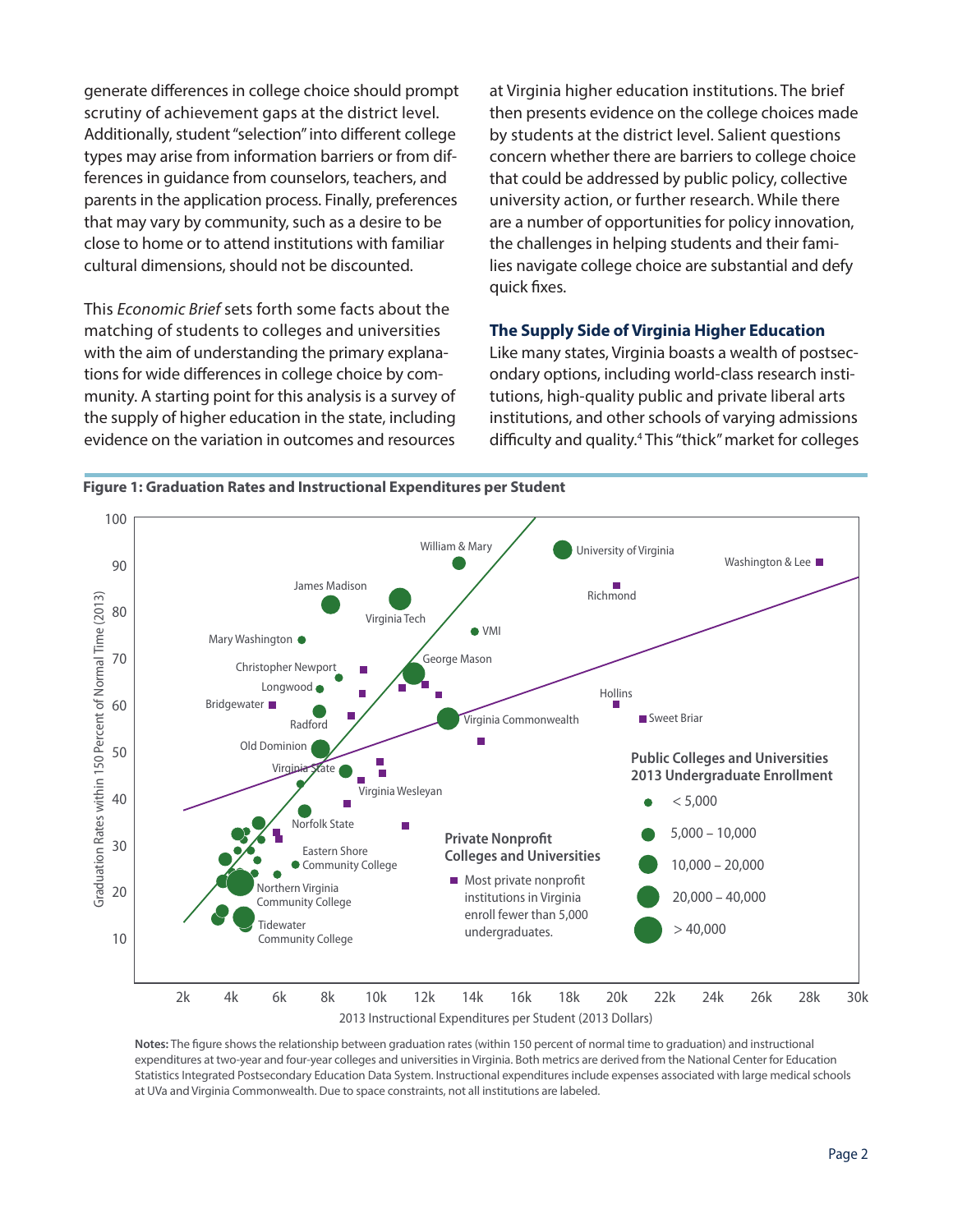generate differences in college choice should prompt scrutiny of achievement gaps at the district level. Additionally, student "selection" into different college types may arise from information barriers or from differences in guidance from counselors, teachers, and parents in the application process. Finally, preferences that may vary by community, such as a desire to be close to home or to attend institutions with familiar cultural dimensions, should not be discounted.

This *Economic Brief* sets forth some facts about the matching of students to colleges and universities with the aim of understanding the primary explanations for wide differences in college choice by community. A starting point for this analysis is a survey of the supply of higher education in the state, including evidence on the variation in outcomes and resources at Virginia higher education institutions. The brief then presents evidence on the college choices made by students at the district level. Salient questions concern whether there are barriers to college choice that could be addressed by public policy, collective university action, or further research. While there are a number of opportunities for policy innovation, the challenges in helping students and their families navigate college choice are substantial and defy quick fixes.

### The Supply Side of Virginia Higher Education

Like many states, Virginia boasts a wealth of postsecondary options, including world-class research institutions, high-quality public and private liberal arts institutions, and other schools of varying admissions difficulty and quality.[4] This "thick" market for colleges

**Figure 1: Graduation Rates and Instructional Expenditures per Student**

**Notes:** The figure shows the relationship between graduation rates (within 150 percent of normal time to graduation) and instructional expenditures at two-year and four-year colleges and universities in Virginia. Both metrics are derived from the National Center for Education Statistics Integrated Postsecondary Education Data System. Instructional expenditures include expenses associated with large medical schools at UVa and Virginia Commonwealth. Due to space constraints, not all institutions are labeled.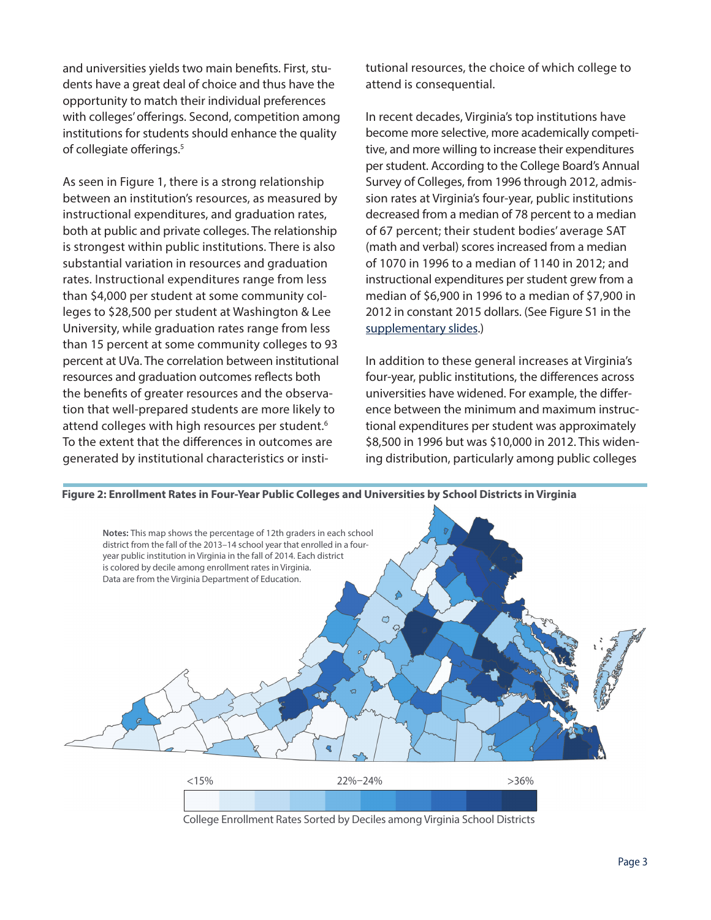and universities yields two main benefits. First, students have a great deal of choice and thus have the opportunity to match their individual preferences with colleges' offerings. Second, competition among institutions for students should enhance the quality of collegiate offerings.[5]

As seen in Figure 1, there is a strong relationship between an institution's resources, as measured by instructional expenditures, and graduation rates, both at public and private colleges. The relationship is strongest within public institutions. There is also substantial variation in resources and graduation rates. Instructional expenditures range from less than $4,000 per student at some community colleges to $28,500 per student at Washington & Lee University, while graduation rates range from less than 15 percent at some community colleges to 93 percent at UVa. The correlation between institutional resources and graduation outcomes reflects both the benefits of greater resources and the observation that well-prepared students are more likely to attend colleges with high resources per student.[6] To the extent that the differences in outcomes are generated by institutional characteristics or institutional resources, the choice of which college to attend is consequential.

In recent decades, Virginia's top institutions have become more selective, more academically competitive, and more willing to increase their expenditures per student. According to the College Board's Annual Survey of Colleges, from 1996 through 2012, admission rates at Virginia's four-year, public institutions decreased from a median of 78 percent to a median of 67 percent; their student bodies' average SAT (math and verbal) scores increased from a median of 1070 in 1996 to a median of 1140 in 2012; and instructional expenditures per student grew from a median of $6,900 in 1996 to a median of $7,900 in 2012 in constant 2015 dollars. (See Figure S1 in the supplementary slides.)

In addition to these general increases at Virginia's four-year, public institutions, the differences across universities have widened. For example, the difference between the minimum and maximum instructional expenditures per student was approximately $8,500 in 1996 but was $10,000 in 2012. This widening distribution, particularly among public colleges

**Figure 2: Enrollment Rates in Four-Year Public Colleges and Universities by School Districts in Virginia**

**Notes:** This map shows the percentage of 12th graders in each school district from the fall of the 2013–14 school year that enrolled in a four-year public institution in Virginia in the fall of 2014. Each district is colored by decile among enrollment rates in Virginia. Data are from the Virginia Department of Education.

<15% | 22%–24% | >36%

College Enrollment Rates Sorted by Deciles among Virginia School Districts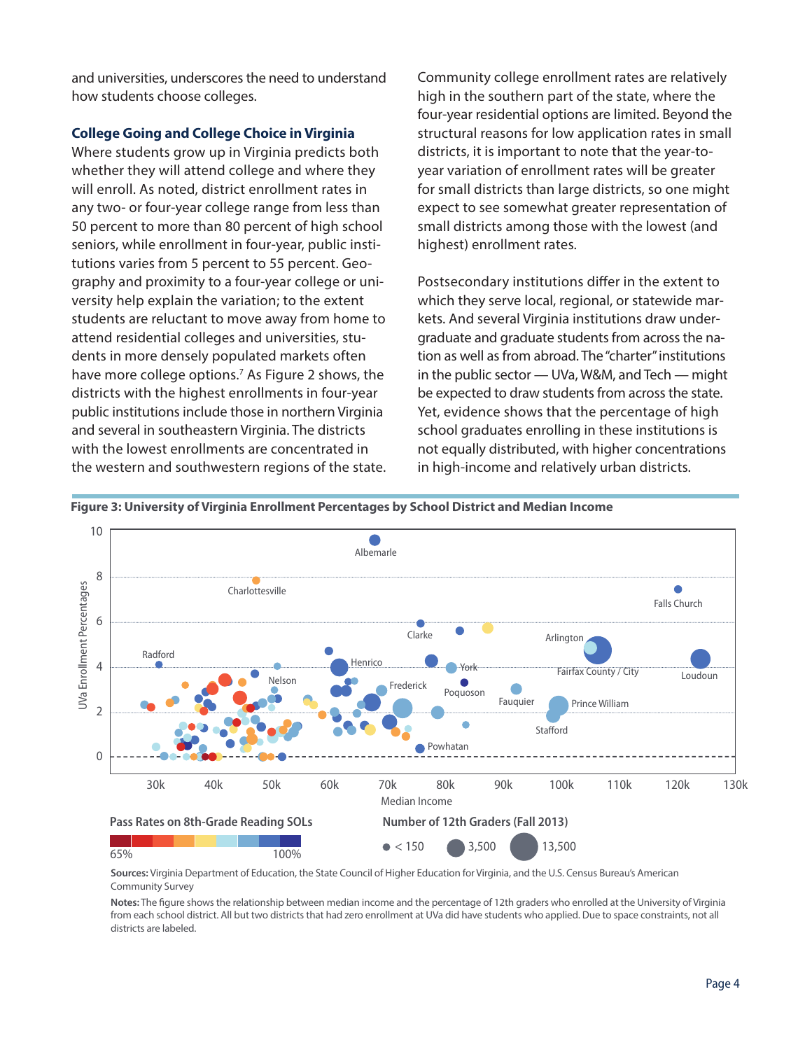and universities, underscores the need to understand how students choose colleges.

### College Going and College Choice in Virginia

Where students grow up in Virginia predicts both whether they will attend college and where they will enroll. As noted, district enrollment rates in any two- or four-year college range from less than 50 percent to more than 80 percent of high school seniors, while enrollment in four-year, public institutions varies from 5 percent to 55 percent. Geography and proximity to a four-year college or university help explain the variation; to the extent students are reluctant to move away from home to attend residential colleges and universities, students in more densely populated markets often have more college options.[7] As Figure 2 shows, the districts with the highest enrollments in four-year public institutions include those in northern Virginia and several in southeastern Virginia. The districts with the lowest enrollments are concentrated in the western and southwestern regions of the state.

Community college enrollment rates are relatively high in the southern part of the state, where the four-year residential options are limited. Beyond the structural reasons for low application rates in small districts, it is important to note that the year-to-year variation of enrollment rates will be greater for small districts than large districts, so one might expect to see somewhat greater representation of small districts among those with the lowest (and highest) enrollment rates.

Postsecondary institutions differ in the extent to which they serve local, regional, or statewide markets. And several Virginia institutions draw undergraduate and graduate students from across the nation as well as from abroad. The "charter" institutions in the public sector — UVa, W&M, and Tech — might be expected to draw students from across the state. Yet, evidence shows that the percentage of high school graduates enrolling in these institutions is not equally distributed, with higher concentrations in high-income and relatively urban districts.

**Figure 3: University of Virginia Enrollment Percentages by School District and Median Income**

**Sources:** Virginia Department of Education, the State Council of Higher Education for Virginia, and the U.S. Census Bureau's American Community Survey

**Notes:** The figure shows the relationship between median income and the percentage of 12th graders who enrolled at the University of Virginia from each school district. All but two districts that had zero enrollment at UVa did have students who applied. Due to space constraints, not all districts are labeled.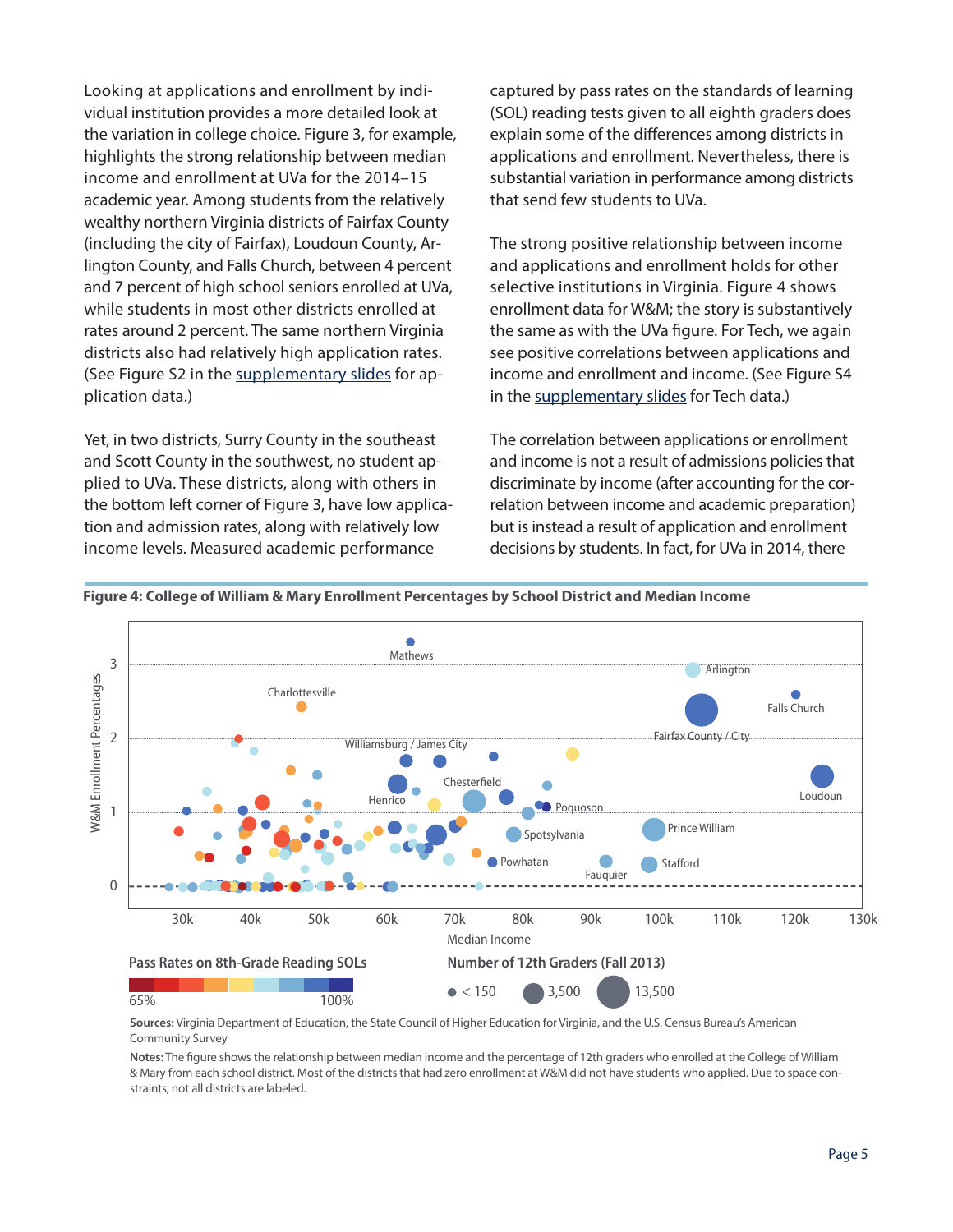Looking at applications and enrollment by individual institution provides a more detailed look at the variation in college choice. Figure 3, for example, highlights the strong relationship between median income and enrollment at UVa for the 2014–15 academic year. Among students from the relatively wealthy northern Virginia districts of Fairfax County (including the city of Fairfax), Loudoun County, Arlington County, and Falls Church, between 4 percent and 7 percent of high school seniors enrolled at UVa, while students in most other districts enrolled at rates around 2 percent. The same northern Virginia districts also had relatively high application rates. (See Figure S2 in the supplementary slides for application data.)

Yet, in two districts, Surry County in the southeast and Scott County in the southwest, no student applied to UVa. These districts, along with others in the bottom left corner of Figure 3, have low application and admission rates, along with relatively low income levels. Measured academic performance captured by pass rates on the standards of learning (SOL) reading tests given to all eighth graders does explain some of the differences among districts in applications and enrollment. Nevertheless, there is substantial variation in performance among districts that send few students to UVa.

The strong positive relationship between income and applications and enrollment holds for other selective institutions in Virginia. Figure 4 shows enrollment data for W&M; the story is substantively the same as with the UVa figure. For Tech, we again see positive correlations between applications and income and enrollment and income. (See Figure S4 in the supplementary slides for Tech data.)

The correlation between applications or enrollment and income is not a result of admissions policies that discriminate by income (after accounting for the correlation between income and academic preparation) but is instead a result of application and enrollment decisions by students. In fact, for UVa in 2014, there

**Figure 4: College of William & Mary Enrollment Percentages by School District and Median Income**

**Sources:** Virginia Department of Education, the State Council of Higher Education for Virginia, and the U.S. Census Bureau's American Community Survey

**Notes:** The figure shows the relationship between median income and the percentage of 12th graders who enrolled at the College of William & Mary from each school district. Most of the districts that had zero enrollment at W&M did not have students who applied. Due to space constraints, not all districts are labeled.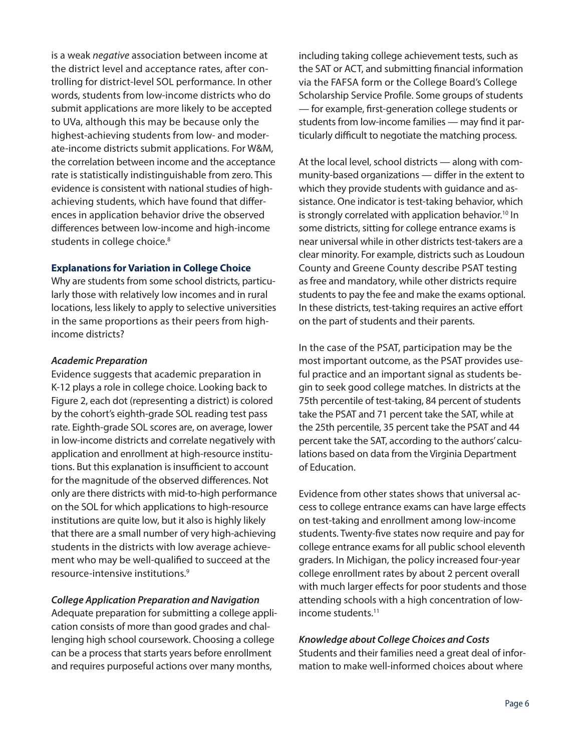is a weak *negative* association between income at the district level and acceptance rates, after controlling for district-level SOL performance. In other words, students from low-income districts who do submit applications are more likely to be accepted to UVa, although this may be because only the highest-achieving students from low- and moderate-income districts submit applications. For W&M, the correlation between income and the acceptance rate is statistically indistinguishable from zero. This evidence is consistent with national studies of high-achieving students, which have found that differences in application behavior drive the observed differences between low-income and high-income students in college choice.[8]

### Explanations for Variation in College Choice

Why are students from some school districts, particularly those with relatively low incomes and in rural locations, less likely to apply to selective universities in the same proportions as their peers from high-income districts?

#### *Academic Preparation*

Evidence suggests that academic preparation in K-12 plays a role in college choice. Looking back to Figure 2, each dot (representing a district) is colored by the cohort's eighth-grade SOL reading test pass rate. Eighth-grade SOL scores are, on average, lower in low-income districts and correlate negatively with application and enrollment at high-resource institutions. But this explanation is insufficient to account for the magnitude of the observed differences. Not only are there districts with mid-to-high performance on the SOL for which applications to high-resource institutions are quite low, but it also is highly likely that there are a small number of very high-achieving students in the districts with low average achievement who may be well-qualified to succeed at the resource-intensive institutions.[9]

#### *College Application Preparation and Navigation*

Adequate preparation for submitting a college application consists of more than good grades and challenging high school coursework. Choosing a college can be a process that starts years before enrollment and requires purposeful actions over many months, including taking college achievement tests, such as the SAT or ACT, and submitting financial information via the FAFSA form or the College Board's College Scholarship Service Profile. Some groups of students — for example, first-generation college students or students from low-income families — may find it particularly difficult to negotiate the matching process.

At the local level, school districts — along with community-based organizations — differ in the extent to which they provide students with guidance and assistance. One indicator is test-taking behavior, which is strongly correlated with application behavior.[10] In some districts, sitting for college entrance exams is near universal while in other districts test-takers are a clear minority. For example, districts such as Loudoun County and Greene County describe PSAT testing as free and mandatory, while other districts require students to pay the fee and make the exams optional. In these districts, test-taking requires an active effort on the part of students and their parents.

In the case of the PSAT, participation may be the most important outcome, as the PSAT provides useful practice and an important signal as students begin to seek good college matches. In districts at the 75th percentile of test-taking, 84 percent of students take the PSAT and 71 percent take the SAT, while at the 25th percentile, 35 percent take the PSAT and 44 percent take the SAT, according to the authors' calculations based on data from the Virginia Department of Education.

Evidence from other states shows that universal access to college entrance exams can have large effects on test-taking and enrollment among low-income students. Twenty-five states now require and pay for college entrance exams for all public school eleventh graders. In Michigan, the policy increased four-year college enrollment rates by about 2 percent overall with much larger effects for poor students and those attending schools with a high concentration of low-income students.[11]

#### *Knowledge about College Choices and Costs*

Students and their families need a great deal of information to make well-informed choices about where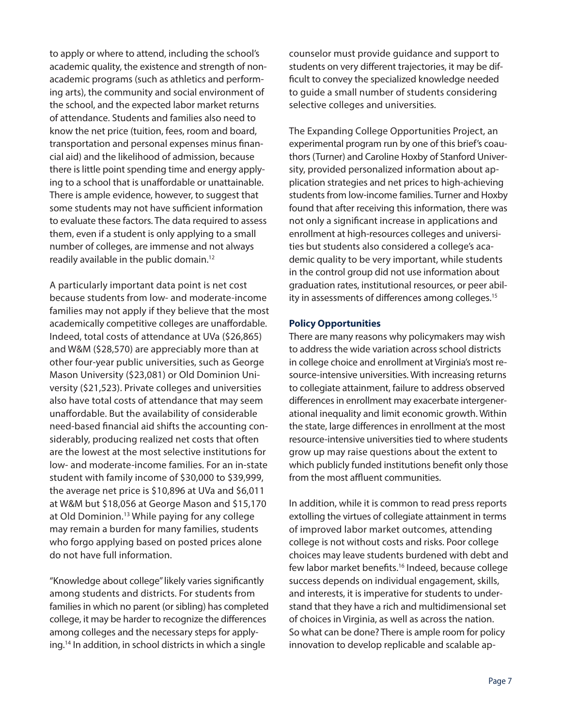to apply or where to attend, including the school's academic quality, the existence and strength of non-academic programs (such as athletics and performing arts), the community and social environment of the school, and the expected labor market returns of attendance. Students and families also need to know the net price (tuition, fees, room and board, transportation and personal expenses minus financial aid) and the likelihood of admission, because there is little point spending time and energy applying to a school that is unaffordable or unattainable. There is ample evidence, however, to suggest that some students may not have sufficient information to evaluate these factors. The data required to assess them, even if a student is only applying to a small number of colleges, are immense and not always readily available in the public domain.[12]

A particularly important data point is net cost because students from low- and moderate-income families may not apply if they believe that the most academically competitive colleges are unaffordable. Indeed, total costs of attendance at UVa ($26,865) and W&M ($28,570) are appreciably more than at other four-year public universities, such as George Mason University ($23,081) or Old Dominion University ($21,523). Private colleges and universities also have total costs of attendance that may seem unaffordable. But the availability of considerable need-based financial aid shifts the accounting considerably, producing realized net costs that often are the lowest at the most selective institutions for low- and moderate-income families. For an in-state student with family income of $30,000 to $39,999, the average net price is $10,896 at UVa and $6,011 at W&M but $18,056 at George Mason and $15,170 at Old Dominion.[13] While paying for any college may remain a burden for many families, students who forgo applying based on posted prices alone do not have full information.

"Knowledge about college" likely varies significantly among students and districts. For students from families in which no parent (or sibling) has completed college, it may be harder to recognize the differences among colleges and the necessary steps for applying.[14] In addition, in school districts in which a single counselor must provide guidance and support to students on very different trajectories, it may be difficult to convey the specialized knowledge needed to guide a small number of students considering selective colleges and universities.

The Expanding College Opportunities Project, an experimental program run by one of this brief's coauthors (Turner) and Caroline Hoxby of Stanford University, provided personalized information about application strategies and net prices to high-achieving students from low-income families. Turner and Hoxby found that after receiving this information, there was not only a significant increase in applications and enrollment at high-resources colleges and universities but students also considered a college's academic quality to be very important, while students in the control group did not use information about graduation rates, institutional resources, or peer ability in assessments of differences among colleges.[15]

### Policy Opportunities

There are many reasons why policymakers may wish to address the wide variation across school districts in college choice and enrollment at Virginia's most resource-intensive universities. With increasing returns to collegiate attainment, failure to address observed differences in enrollment may exacerbate intergenerational inequality and limit economic growth. Within the state, large differences in enrollment at the most resource-intensive universities tied to where students grow up may raise questions about the extent to which publicly funded institutions benefit only those from the most affluent communities.

In addition, while it is common to read press reports extolling the virtues of collegiate attainment in terms of improved labor market outcomes, attending college is not without costs and risks. Poor college choices may leave students burdened with debt and few labor market benefits.[16] Indeed, because college success depends on individual engagement, skills, and interests, it is imperative for students to understand that they have a rich and multidimensional set of choices in Virginia, as well as across the nation. So what can be done? There is ample room for policy innovation to develop replicable and scalable ap-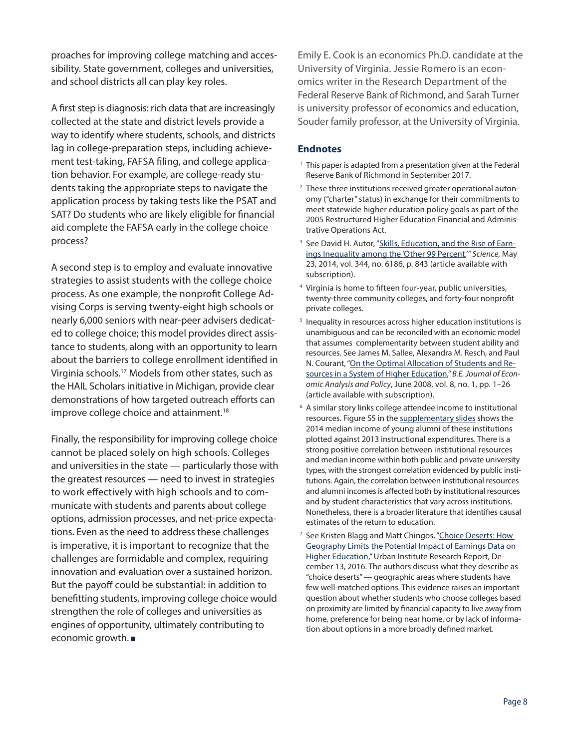proaches for improving college matching and accessibility. State government, colleges and universities, and school districts all can play key roles.

A first step is diagnosis: rich data that are increasingly collected at the state and district levels provide a way to identify where students, schools, and districts lag in college-preparation steps, including achievement test-taking, FAFSA filing, and college application behavior. For example, are college-ready students taking the appropriate steps to navigate the application process by taking tests like the PSAT and SAT? Do students who are likely eligible for financial aid complete the FAFSA early in the college choice process?

A second step is to employ and evaluate innovative strategies to assist students with the college choice process. As one example, the nonprofit College Advising Corps is serving twenty-eight high schools or nearly 6,000 seniors with near-peer advisers dedicated to college choice; this model provides direct assistance to students, along with an opportunity to learn about the barriers to college enrollment identified in Virginia schools.[17] Models from other states, such as the HAIL Scholars initiative in Michigan, provide clear demonstrations of how targeted outreach efforts can improve college choice and attainment.[18]

Finally, the responsibility for improving college choice cannot be placed solely on high schools. Colleges and universities in the state — particularly those with the greatest resources — need to invest in strategies to work effectively with high schools and to communicate with students and parents about college options, admission processes, and net-price expectations. Even as the need to address these challenges is imperative, it is important to recognize that the challenges are formidable and complex, requiring innovation and evaluation over a sustained horizon. But the payoff could be substantial: in addition to benefitting students, improving college choice would strengthen the role of colleges and universities as engines of opportunity, ultimately contributing to economic growth. ■

Emily E. Cook is an economics Ph.D. candidate at the University of Virginia. Jessie Romero is an economics writer in the Research Department of the Federal Reserve Bank of Richmond, and Sarah Turner is university professor of economics and education, Souder family professor, at the University of Virginia.

### Endnotes

1. This paper is adapted from a presentation given at the Federal Reserve Bank of Richmond in September 2017.
2. These three institutions received greater operational autonomy ("charter" status) in exchange for their commitments to meet statewide higher education policy goals as part of the 2005 Restructured Higher Education Financial and Administrative Operations Act.
3. See David H. Autor, "Skills, Education, and the Rise of Earnings Inequality among the 'Other 99 Percent,'" *Science*, May 23, 2014, vol. 344, no. 6186, p. 843 (article available with subscription).
4. Virginia is home to fifteen four-year, public universities, twenty-three community colleges, and forty-four nonprofit private colleges.
5. Inequality in resources across higher education institutions is unambiguous and can be reconciled with an economic model that assumes complementarity between student ability and resources. See James M. Sallee, Alexandra M. Resch, and Paul N. Courant, "On the Optimal Allocation of Students and Resources in a System of Higher Education," *B.E. Journal of Economic Analysis and Policy*, June 2008, vol. 8, no. 1, pp. 1–26 (article available with subscription).
6. A similar story links college attendee income to institutional resources. Figure S5 in the supplementary slides shows the 2014 median income of young alumni of these institutions plotted against 2013 instructional expenditures. There is a strong positive correlation between institutional resources and median income within both public and private university types, with the strongest correlation evidenced by public institutions. Again, the correlation between institutional resources and alumni incomes is affected both by institutional resources and by student characteristics that vary across institutions. Nonetheless, there is a broader literature that identifies causal estimates of the return to education.
7. See Kristen Blagg and Matt Chingos, "Choice Deserts: How Geography Limits the Potential Impact of Earnings Data on Higher Education," Urban Institute Research Report, December 13, 2016. The authors discuss what they describe as "choice deserts" — geographic areas where students have few well-matched options. This evidence raises an important question about whether students who choose colleges based on proximity are limited by financial capacity to live away from home, preference for being near home, or by lack of information about options in a more broadly defined market.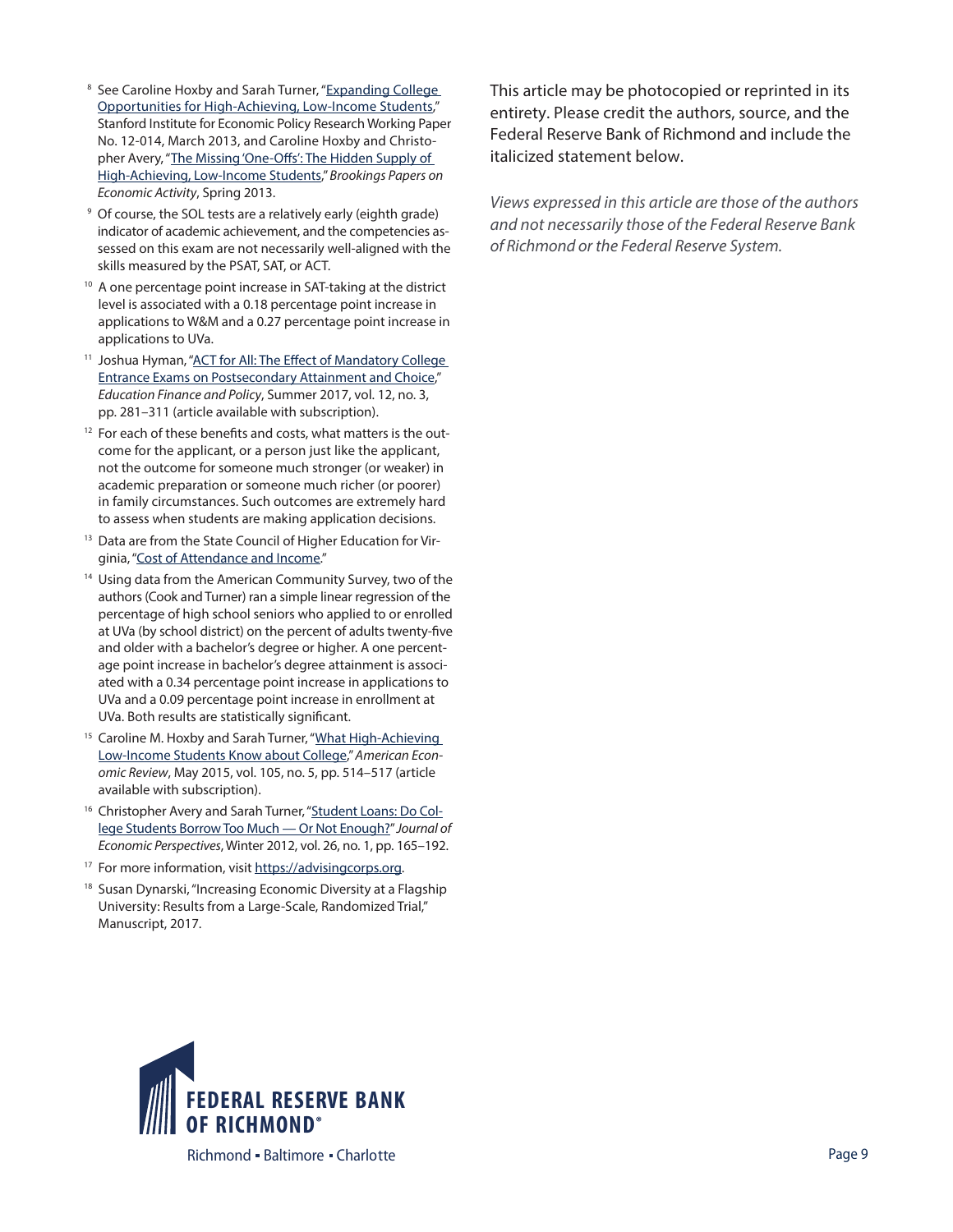[8] See Caroline Hoxby and Sarah Turner, "Expanding College Opportunities for High-Achieving, Low-Income Students," Stanford Institute for Economic Policy Research Working Paper No. 12-014, March 2013, and Caroline Hoxby and Christopher Avery, "The Missing 'One-Offs': The Hidden Supply of High-Achieving, Low-Income Students," *Brookings Papers on Economic Activity*, Spring 2013.

[9] Of course, the SOL tests are a relatively early (eighth grade) indicator of academic achievement, and the competencies assessed on this exam are not necessarily well-aligned with the skills measured by the PSAT, SAT, or ACT.

[10] A one percentage point increase in SAT-taking at the district level is associated with a 0.18 percentage point increase in applications to W&M and a 0.27 percentage point increase in applications to UVa.

[11] Joshua Hyman, "ACT for All: The Effect of Mandatory College Entrance Exams on Postsecondary Attainment and Choice," *Education Finance and Policy*, Summer 2017, vol. 12, no. 3, pp. 281–311 (article available with subscription).

[12] For each of these benefits and costs, what matters is the outcome for the applicant, or a person just like the applicant, not the outcome for someone much stronger (or weaker) in academic preparation or someone much richer (or poorer) in family circumstances. Such outcomes are extremely hard to assess when students are making application decisions.

[13] Data are from the State Council of Higher Education for Virginia, "Cost of Attendance and Income."

[14] Using data from the American Community Survey, two of the authors (Cook and Turner) ran a simple linear regression of the percentage of high school seniors who applied to or enrolled at UVa (by school district) on the percent of adults twenty-five and older with a bachelor's degree or higher. A one percentage point increase in bachelor's degree attainment is associated with a 0.34 percentage point increase in applications to UVa and a 0.09 percentage point increase in enrollment at UVa. Both results are statistically significant.

[15] Caroline M. Hoxby and Sarah Turner, "What High-Achieving Low-Income Students Know about College," *American Economic Review*, May 2015, vol. 105, no. 5, pp. 514–517 (article available with subscription).

[16] Christopher Avery and Sarah Turner, "Student Loans: Do College Students Borrow Too Much — Or Not Enough?" *Journal of Economic Perspectives*, Winter 2012, vol. 26, no. 1, pp. 165–192.

[17] For more information, visit https://advisingcorps.org.

[18] Susan Dynarski, "Increasing Economic Diversity at a Flagship University: Results from a Large-Scale, Randomized Trial," Manuscript, 2017.

This article may be photocopied or reprinted in its entirety. Please credit the authors, source, and the Federal Reserve Bank of Richmond and include the italicized statement below.

*Views expressed in this article are those of the authors and not necessarily those of the Federal Reserve Bank of Richmond or the Federal Reserve System.*

FEDERAL RESERVE BANK OF RICHMOND®

Richmond ▪ Baltimore ▪ Charlotte